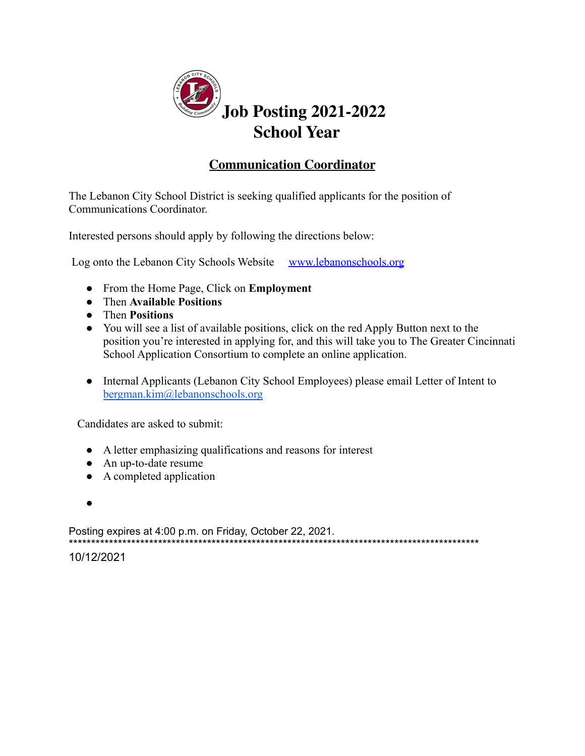# Job Posting 2021-2022 School Year

## Communication Coordinator

The Lebanon City School District is seeking qualified applicants for the position of Communications Coordinator.

Interested persons should apply by following the directions below:

Log onto the Lebanon City Schools Website [www.lebanonschools.org](http://www.lebanonschools.org)

- From the Home Page, Click on **Employment**
- Then **Available Positions**
- Then **Positions**
- You will see a list of available positions, click on the red Apply Button next to the position you're interested in applying for, and this will take you to The Greater Cincinnati School Application Consortium to complete an online application.
- Internal Applicants (Lebanon City School Employees) please email Letter of Intent to [bergman.kim@lebanonschools.org](mailto:bergman.kim@lebanonschools.org)

Candidates are asked to submit:

- A letter emphasizing qualifications and reasons for interest
- An up-to-date resume
- A completed application
- 

Posting expires at 4:00 p.m. on Friday, October 22, 2021.

***********************************************************************************************

10/12/2021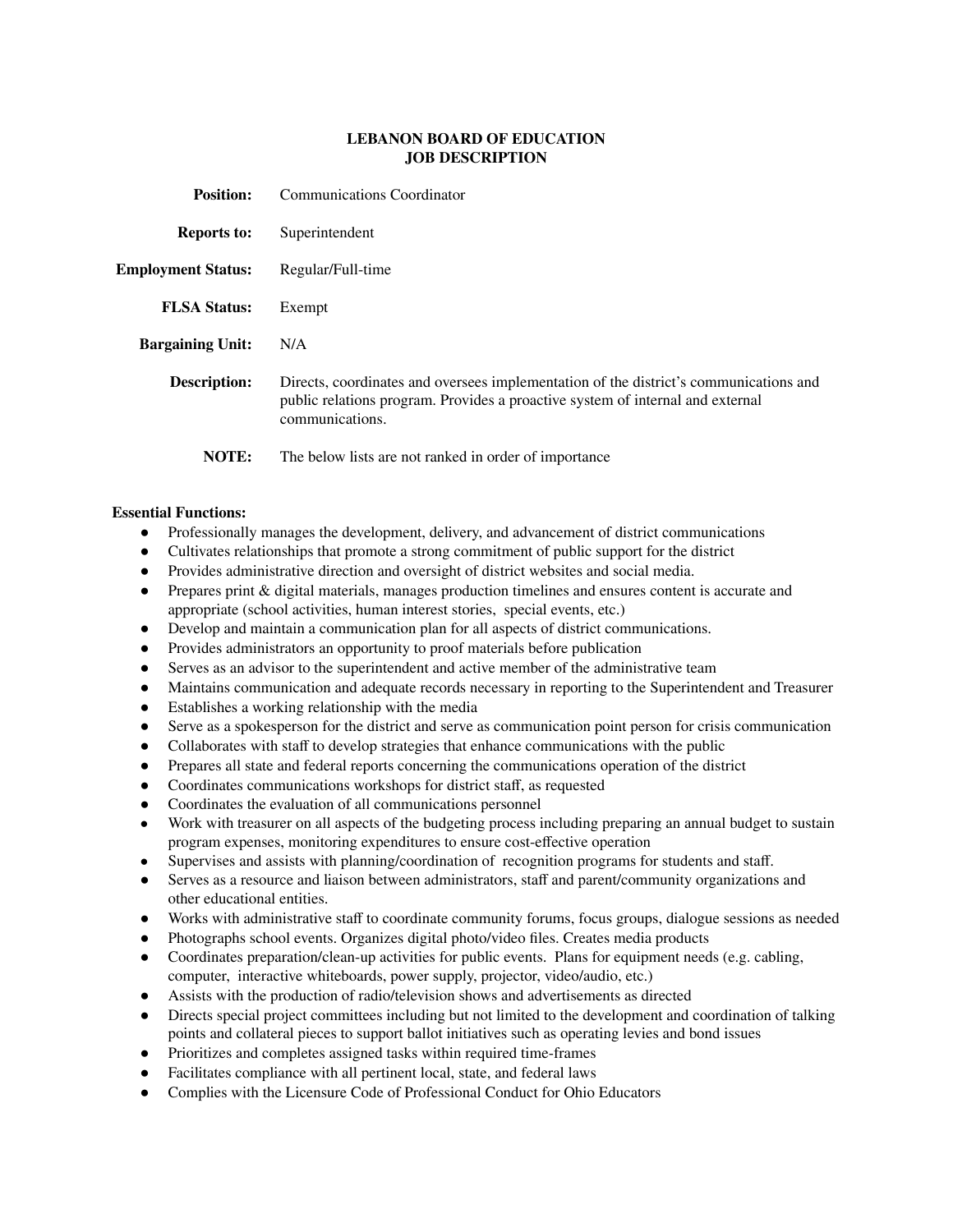**LEBANON BOARD OF EDUCATION**
**JOB DESCRIPTION**

| | |
|---|---|
| **Position:** | Communications Coordinator |
| **Reports to:** | Superintendent |
| **Employment Status:** | Regular/Full-time |
| **FLSA Status:** | Exempt |
| **Bargaining Unit:** | N/A |
| **Description:** | Directs, coordinates and oversees implementation of the district's communications and public relations program. Provides a proactive system of internal and external communications. |
| **NOTE:** | The below lists are not ranked in order of importance |

**Essential Functions:**

- Professionally manages the development, delivery, and advancement of district communications
- Cultivates relationships that promote a strong commitment of public support for the district
- Provides administrative direction and oversight of district websites and social media.
- Prepares print & digital materials, manages production timelines and ensures content is accurate and appropriate (school activities, human interest stories, special events, etc.)
- Develop and maintain a communication plan for all aspects of district communications.
- Provides administrators an opportunity to proof materials before publication
- Serves as an advisor to the superintendent and active member of the administrative team
- Maintains communication and adequate records necessary in reporting to the Superintendent and Treasurer
- Establishes a working relationship with the media
- Serve as a spokesperson for the district and serve as communication point person for crisis communication
- Collaborates with staff to develop strategies that enhance communications with the public
- Prepares all state and federal reports concerning the communications operation of the district
- Coordinates communications workshops for district staff, as requested
- Coordinates the evaluation of all communications personnel
- Work with treasurer on all aspects of the budgeting process including preparing an annual budget to sustain program expenses, monitoring expenditures to ensure cost-effective operation
- Supervises and assists with planning/coordination of recognition programs for students and staff.
- Serves as a resource and liaison between administrators, staff and parent/community organizations and other educational entities.
- Works with administrative staff to coordinate community forums, focus groups, dialogue sessions as needed
- Photographs school events. Organizes digital photo/video files. Creates media products
- Coordinates preparation/clean-up activities for public events. Plans for equipment needs (e.g. cabling, computer, interactive whiteboards, power supply, projector, video/audio, etc.)
- Assists with the production of radio/television shows and advertisements as directed
- Directs special project committees including but not limited to the development and coordination of talking points and collateral pieces to support ballot initiatives such as operating levies and bond issues
- Prioritizes and completes assigned tasks within required time-frames
- Facilitates compliance with all pertinent local, state, and federal laws
- Complies with the Licensure Code of Professional Conduct for Ohio Educators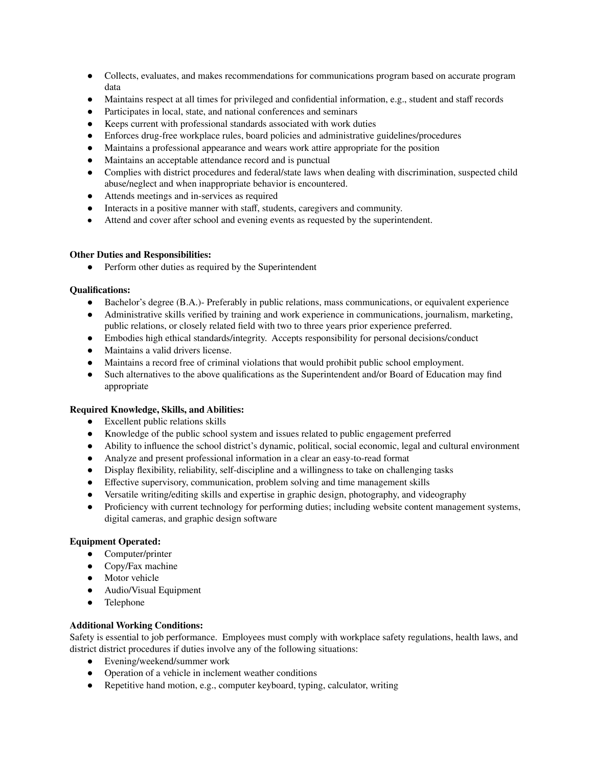- Collects, evaluates, and makes recommendations for communications program based on accurate program data
- Maintains respect at all times for privileged and confidential information, e.g., student and staff records
- Participates in local, state, and national conferences and seminars
- Keeps current with professional standards associated with work duties
- Enforces drug-free workplace rules, board policies and administrative guidelines/procedures
- Maintains a professional appearance and wears work attire appropriate for the position
- Maintains an acceptable attendance record and is punctual
- Complies with district procedures and federal/state laws when dealing with discrimination, suspected child abuse/neglect and when inappropriate behavior is encountered.
- Attends meetings and in-services as required
- Interacts in a positive manner with staff, students, caregivers and community.
- Attend and cover after school and evening events as requested by the superintendent.

**Other Duties and Responsibilities:**

- Perform other duties as required by the Superintendent

**Qualifications:**

- Bachelor's degree (B.A.)- Preferably in public relations, mass communications, or equivalent experience
- Administrative skills verified by training and work experience in communications, journalism, marketing, public relations, or closely related field with two to three years prior experience preferred.
- Embodies high ethical standards/integrity. Accepts responsibility for personal decisions/conduct
- Maintains a valid drivers license.
- Maintains a record free of criminal violations that would prohibit public school employment.
- Such alternatives to the above qualifications as the Superintendent and/or Board of Education may find appropriate

**Required Knowledge, Skills, and Abilities:**

- Excellent public relations skills
- Knowledge of the public school system and issues related to public engagement preferred
- Ability to influence the school district's dynamic, political, social economic, legal and cultural environment
- Analyze and present professional information in a clear an easy-to-read format
- Display flexibility, reliability, self-discipline and a willingness to take on challenging tasks
- Effective supervisory, communication, problem solving and time management skills
- Versatile writing/editing skills and expertise in graphic design, photography, and videography
- Proficiency with current technology for performing duties; including website content management systems, digital cameras, and graphic design software

**Equipment Operated:**

- Computer/printer
- Copy/Fax machine
- Motor vehicle
- Audio/Visual Equipment
- Telephone

**Additional Working Conditions:**

Safety is essential to job performance. Employees must comply with workplace safety regulations, health laws, and district district procedures if duties involve any of the following situations:

- Evening/weekend/summer work
- Operation of a vehicle in inclement weather conditions
- Repetitive hand motion, e.g., computer keyboard, typing, calculator, writing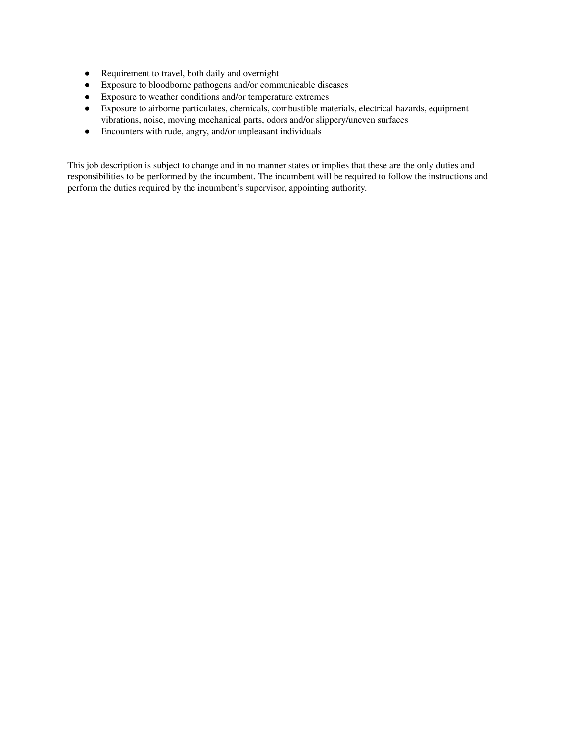- Requirement to travel, both daily and overnight
- Exposure to bloodborne pathogens and/or communicable diseases
- Exposure to weather conditions and/or temperature extremes
- Exposure to airborne particulates, chemicals, combustible materials, electrical hazards, equipment vibrations, noise, moving mechanical parts, odors and/or slippery/uneven surfaces
- Encounters with rude, angry, and/or unpleasant individuals

This job description is subject to change and in no manner states or implies that these are the only duties and responsibilities to be performed by the incumbent. The incumbent will be required to follow the instructions and perform the duties required by the incumbent's supervisor, appointing authority.